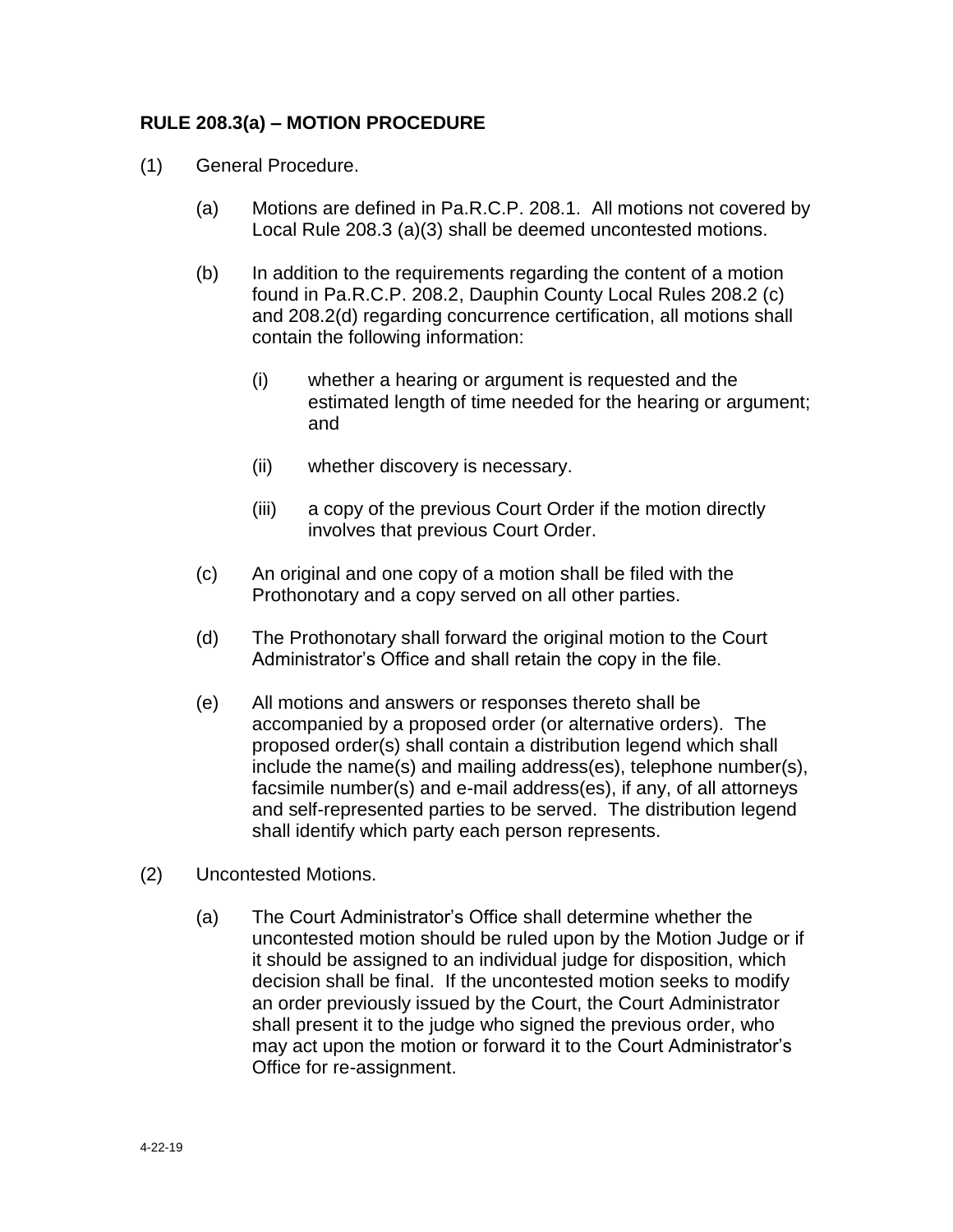**RULE 208.3(a) – MOTION PROCEDURE**

(1) General Procedure.

(a) Motions are defined in Pa.R.C.P. 208.1. All motions not covered by Local Rule 208.3 (a)(3) shall be deemed uncontested motions.

(b) In addition to the requirements regarding the content of a motion found in Pa.R.C.P. 208.2, Dauphin County Local Rules 208.2 (c) and 208.2(d) regarding concurrence certification, all motions shall contain the following information:

(i) whether a hearing or argument is requested and the estimated length of time needed for the hearing or argument; and

(ii) whether discovery is necessary.

(iii) a copy of the previous Court Order if the motion directly involves that previous Court Order.

(c) An original and one copy of a motion shall be filed with the Prothonotary and a copy served on all other parties.

(d) The Prothonotary shall forward the original motion to the Court Administrator's Office and shall retain the copy in the file.

(e) All motions and answers or responses thereto shall be accompanied by a proposed order (or alternative orders). The proposed order(s) shall contain a distribution legend which shall include the name(s) and mailing address(es), telephone number(s), facsimile number(s) and e-mail address(es), if any, of all attorneys and self-represented parties to be served. The distribution legend shall identify which party each person represents.

(2) Uncontested Motions.

(a) The Court Administrator's Office shall determine whether the uncontested motion should be ruled upon by the Motion Judge or if it should be assigned to an individual judge for disposition, which decision shall be final. If the uncontested motion seeks to modify an order previously issued by the Court, the Court Administrator shall present it to the judge who signed the previous order, who may act upon the motion or forward it to the Court Administrator's Office for re-assignment.

4-22-19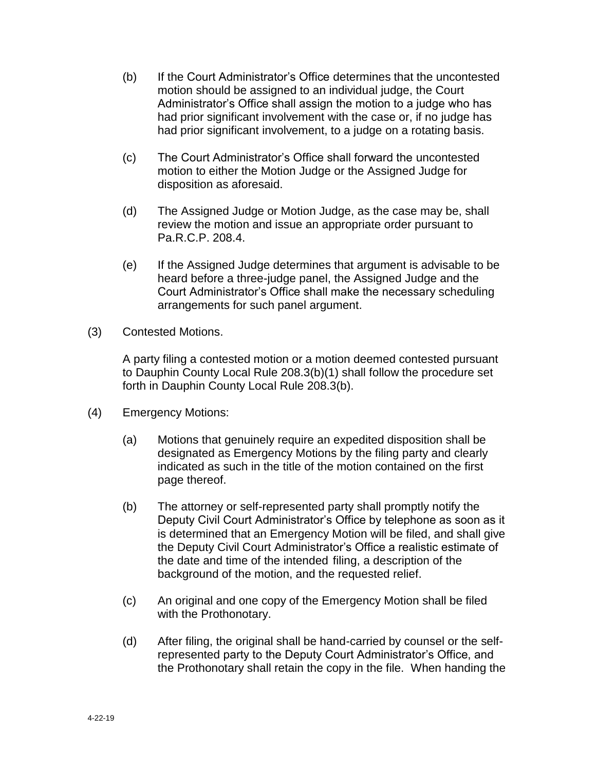(b) If the Court Administrator's Office determines that the uncontested motion should be assigned to an individual judge, the Court Administrator's Office shall assign the motion to a judge who has had prior significant involvement with the case or, if no judge has had prior significant involvement, to a judge on a rotating basis.

(c) The Court Administrator's Office shall forward the uncontested motion to either the Motion Judge or the Assigned Judge for disposition as aforesaid.

(d) The Assigned Judge or Motion Judge, as the case may be, shall review the motion and issue an appropriate order pursuant to Pa.R.C.P. 208.4.

(e) If the Assigned Judge determines that argument is advisable to be heard before a three-judge panel, the Assigned Judge and the Court Administrator's Office shall make the necessary scheduling arrangements for such panel argument.

(3) Contested Motions.

A party filing a contested motion or a motion deemed contested pursuant to Dauphin County Local Rule 208.3(b)(1) shall follow the procedure set forth in Dauphin County Local Rule 208.3(b).

(4) Emergency Motions:

(a) Motions that genuinely require an expedited disposition shall be designated as Emergency Motions by the filing party and clearly indicated as such in the title of the motion contained on the first page thereof.

(b) The attorney or self-represented party shall promptly notify the Deputy Civil Court Administrator's Office by telephone as soon as it is determined that an Emergency Motion will be filed, and shall give the Deputy Civil Court Administrator's Office a realistic estimate of the date and time of the intended filing, a description of the background of the motion, and the requested relief.

(c) An original and one copy of the Emergency Motion shall be filed with the Prothonotary.

(d) After filing, the original shall be hand-carried by counsel or the self-represented party to the Deputy Court Administrator's Office, and the Prothonotary shall retain the copy in the file. When handing the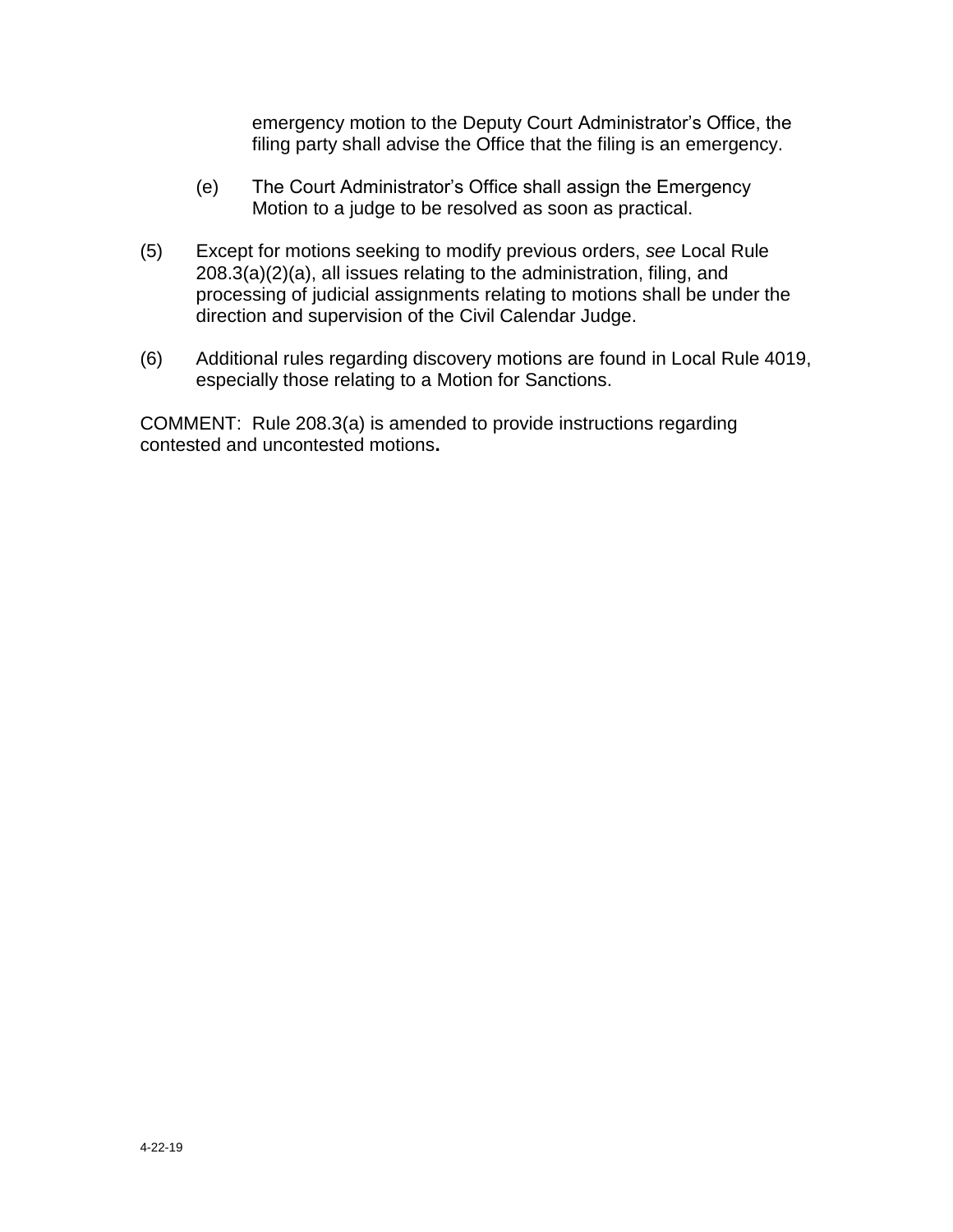emergency motion to the Deputy Court Administrator's Office, the filing party shall advise the Office that the filing is an emergency.

(e) The Court Administrator's Office shall assign the Emergency Motion to a judge to be resolved as soon as practical.

(5) Except for motions seeking to modify previous orders, *see* Local Rule 208.3(a)(2)(a), all issues relating to the administration, filing, and processing of judicial assignments relating to motions shall be under the direction and supervision of the Civil Calendar Judge.

(6) Additional rules regarding discovery motions are found in Local Rule 4019, especially those relating to a Motion for Sanctions.

COMMENT: Rule 208.3(a) is amended to provide instructions regarding contested and uncontested motions**.**

4-22-19